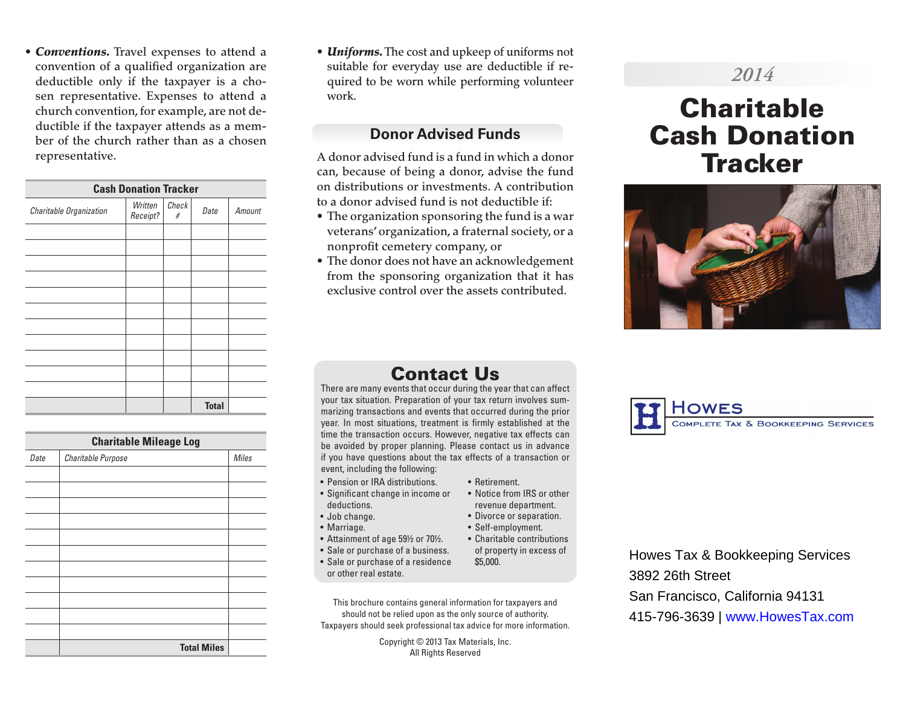- ***Conventions.*** Travel expenses to attend a convention of a qualified organization are deductible only if the taxpayer is a chosen representative. Expenses to attend a church convention, for example, are not deductible if the taxpayer attends as a member of the church rather than as a chosen representative.

**Cash Donation Tracker**

| *Charitable Organization* | *Written Receipt?* | *Check #* | *Date* | *Amount* |
|---|---|---|---|---|
| | | | | |
| | | | | |
| | | | | |
| | | | | |
| | | | | |
| | | | | |
| | | | | |
| | | | | |
| | | | | |
| | | | | |
| | | | | |
| | | | **Total** | |

**Charitable Mileage Log**

| *Date* | *Charitable Purpose* | *Miles* |
|---|---|---|
| | | |
| | | |
| | | |
| | | |
| | | |
| | | |
| | | |
| | | |
| | | |
| | | |
| | | |
| | **Total Miles** | |

- ***Uniforms.*** The cost and upkeep of uniforms not suitable for everyday use are deductible if required to be worn while performing volunteer work.

## Donor Advised Funds

A donor advised fund is a fund in which a donor can, because of being a donor, advise the fund on distributions or investments. A contribution to a donor advised fund is not deductible if:

- The organization sponsoring the fund is a war veterans' organization, a fraternal society, or a nonprofit cemetery company, or
- The donor does not have an acknowledgement from the sponsoring organization that it has exclusive control over the assets contributed.

## Contact Us

There are many events that occur during the year that can affect your tax situation. Preparation of your tax return involves summarizing transactions and events that occurred during the prior year. In most situations, treatment is firmly established at the time the transaction occurs. However, negative tax effects can be avoided by proper planning. Please contact us in advance if you have questions about the tax effects of a transaction or event, including the following:

- Pension or IRA distributions.
- Significant change in income or deductions.
- Job change.
- Marriage.
- Attainment of age 59½ or 70½.
- Sale or purchase of a business.
- Sale or purchase of a residence or other real estate.
- Retirement.
- Notice from IRS or other revenue department.
- Divorce or separation.
- Self-employment.
- Charitable contributions of property in excess of $5,000.

This brochure contains general information for taxpayers and should not be relied upon as the only source of authority. Taxpayers should seek professional tax advice for more information.

Copyright © 2013 Tax Materials, Inc.
All Rights Reserved

*2014*

# Charitable Cash Donation Tracker

HOWES
COMPLETE TAX & BOOKKEEPING SERVICES

Howes Tax & Bookkeeping Services
3892 26th Street
San Francisco, California 94131
415-796-3639 | www.HowesTax.com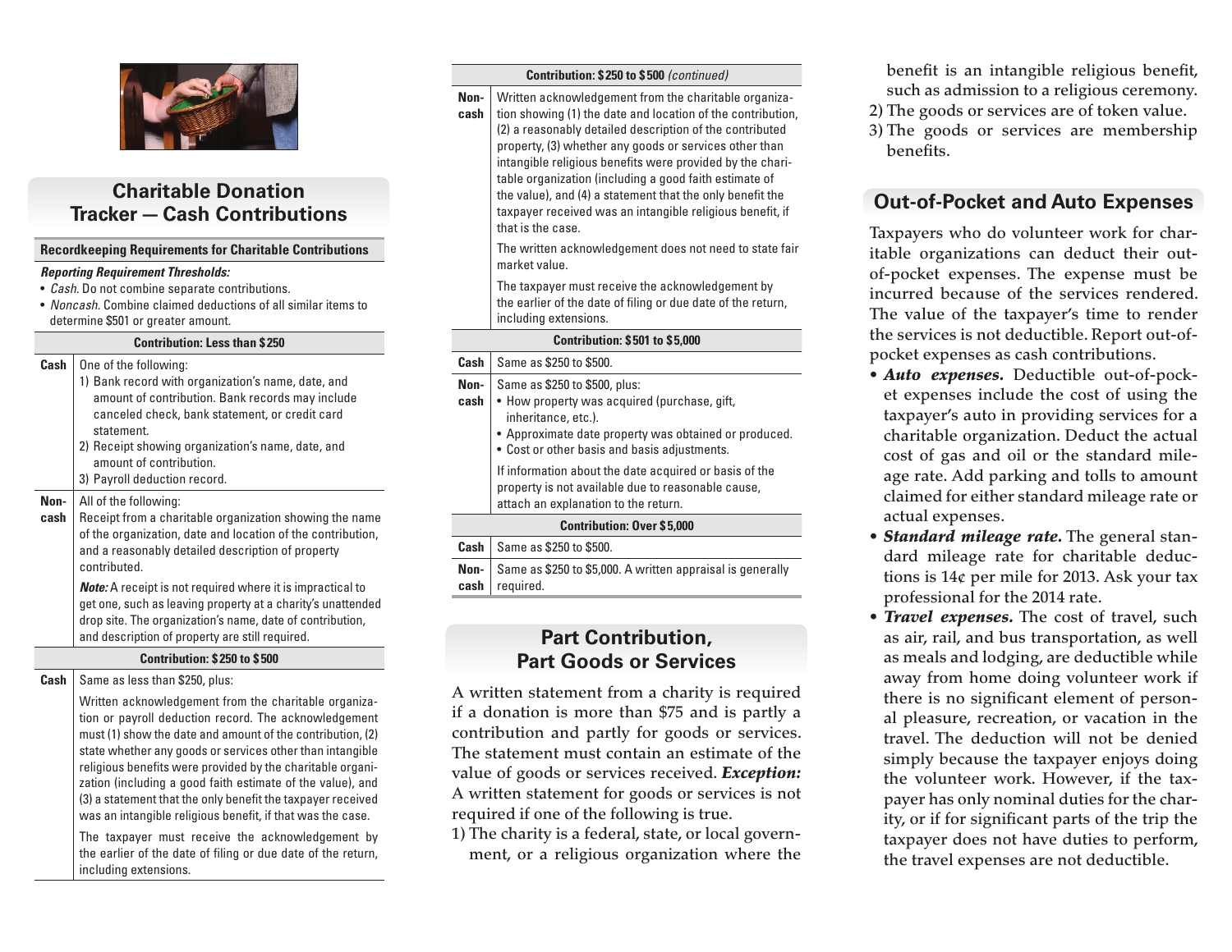## Charitable Donation Tracker — Cash Contributions

| Recordkeeping Requirements for Charitable Contributions | |
|---|---|
| ***Reporting Requirement Thresholds:*** • *Cash.* Do not combine separate contributions. • *Noncash.* Combine claimed deductions of all similar items to determine $501 or greater amount. | |
| **Contribution: Less than $250** | |
| **Cash** | One of the following: 1) Bank record with organization's name, date, and amount of contribution. Bank records may include canceled check, bank statement, or credit card statement. 2) Receipt showing organization's name, date, and amount of contribution. 3) Payroll deduction record. |
| **Non-cash** | All of the following: Receipt from a charitable organization showing the name of the organization, date and location of the contribution, and a reasonably detailed description of property contributed. ***Note:*** A receipt is not required where it is impractical to get one, such as leaving property at a charity's unattended drop site. The organization's name, date of contribution, and description of property are still required. |
| **Contribution: $250 to $500** | |
| **Cash** | Same as less than $250, plus: Written acknowledgement from the charitable organization or payroll deduction record. The acknowledgement must (1) show the date and amount of the contribution, (2) state whether any goods or services other than intangible religious benefits were provided by the charitable organization (including a good faith estimate of the value), and (3) a statement that the only benefit the taxpayer received was an intangible religious benefit, if that was the case. The taxpayer must receive the acknowledgement by the earlier of the date of filing or due date of the return, including extensions. |
| **Non-cash** | Written acknowledgement from the charitable organization showing (1) the date and location of the contribution, (2) a reasonably detailed description of the contributed property, (3) whether any goods or services other than intangible religious benefits were provided by the charitable organization (including a good faith estimate of the value), and (4) a statement that the only benefit the taxpayer received was an intangible religious benefit, if that is the case. The written acknowledgement does not need to state fair market value. The taxpayer must receive the acknowledgement by the earlier of the date of filing or due date of the return, including extensions. |
| **Contribution: $501 to $5,000** | |
| **Cash** | Same as $250 to $500. |
| **Non-cash** | Same as $250 to $500, plus: • How property was acquired (purchase, gift, inheritance, etc.). • Approximate date property was obtained or produced. • Cost or other basis and basis adjustments. If information about the date acquired or basis of the property is not available due to reasonable cause, attach an explanation to the return. |
| **Contribution: Over $5,000** | |
| **Cash** | Same as $250 to $500. |
| **Non-cash** | Same as $250 to $5,000. A written appraisal is generally required. |

## Part Contribution, Part Goods or Services

A written statement from a charity is required if a donation is more than $75 and is partly a contribution and partly for goods or services. The statement must contain an estimate of the value of goods or services received. ***Exception:*** A written statement for goods or services is not required if one of the following is true.

1) The charity is a federal, state, or local government, or a religious organization where the benefit is an intangible religious benefit, such as admission to a religious ceremony.
2) The goods or services are of token value.
3) The goods or services are membership benefits.

## Out-of-Pocket and Auto Expenses

Taxpayers who do volunteer work for charitable organizations can deduct their out-of-pocket expenses. The expense must be incurred because of the services rendered. The value of the taxpayer's time to render the services is not deductible. Report out-of-pocket expenses as cash contributions.

- ***Auto expenses.*** Deductible out-of-pocket expenses include the cost of using the taxpayer's auto in providing services for a charitable organization. Deduct the actual cost of gas and oil or the standard mileage rate. Add parking and tolls to amount claimed for either standard mileage rate or actual expenses.
- ***Standard mileage rate.*** The general standard mileage rate for charitable deductions is 14¢ per mile for 2013. Ask your tax professional for the 2014 rate.
- ***Travel expenses.*** The cost of travel, such as air, rail, and bus transportation, as well as meals and lodging, are deductible while away from home doing volunteer work if there is no significant element of personal pleasure, recreation, or vacation in the travel. The deduction will not be denied simply because the taxpayer enjoys doing the volunteer work. However, if the taxpayer has only nominal duties for the charity, or if for significant parts of the trip the taxpayer does not have duties to perform, the travel expenses are not deductible.